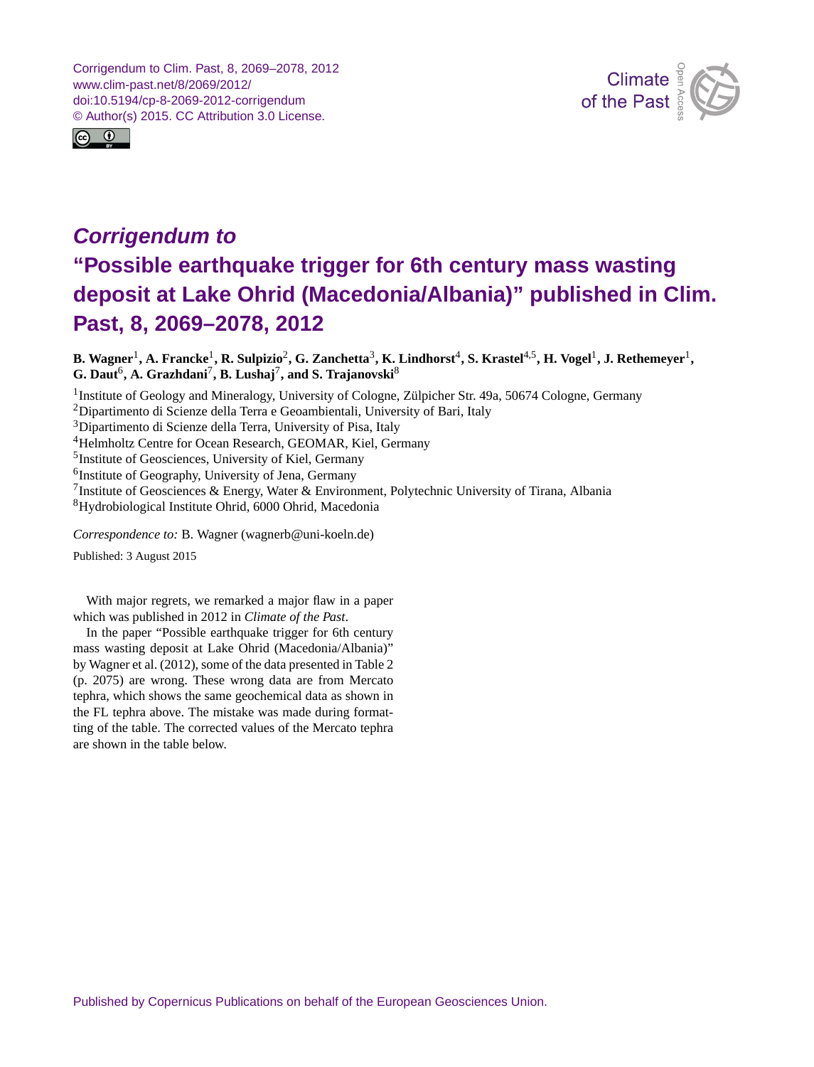# *Corrigendum to* "Possible earthquake trigger for 6th century mass wasting deposit at Lake Ohrid (Macedonia/Albania)" published in Clim. Past, 8, 2069–2078, 2012

**B. Wagner**[1], **A. Francke**[1], **R. Sulpizio**[2], **G. Zanchetta**[3], **K. Lindhorst**[4], **S. Krastel**[4,5], **H. Vogel**[1], **J. Rethemeyer**[1], **G. Daut**[6], **A. Grazhdani**[7], **B. Lushaj**[7], **and S. Trajanovski**[8]

[1]Institute of Geology and Mineralogy, University of Cologne, Zülpicher Str. 49a, 50674 Cologne, Germany
[2]Dipartimento di Scienze della Terra e Geoambientali, University of Bari, Italy
[3]Dipartimento di Scienze della Terra, University of Pisa, Italy
[4]Helmholtz Centre for Ocean Research, GEOMAR, Kiel, Germany
[5]Institute of Geosciences, University of Kiel, Germany
[6]Institute of Geography, University of Jena, Germany
[7]Institute of Geosciences & Energy, Water & Environment, Polytechnic University of Tirana, Albania
[8]Hydrobiological Institute Ohrid, 6000 Ohrid, Macedonia

*Correspondence to:* B. Wagner (wagnerb@uni-koeln.de)

Published: 3 August 2015

With major regrets, we remarked a major flaw in a paper which was published in 2012 in *Climate of the Past*.

In the paper "Possible earthquake trigger for 6th century mass wasting deposit at Lake Ohrid (Macedonia/Albania)" by Wagner et al. (2012), some of the data presented in Table 2 (p. 2075) are wrong. These wrong data are from Mercato tephra, which shows the same geochemical data as shown in the FL tephra above. The mistake was made during formatting of the table. The corrected values of the Mercato tephra are shown in the table below.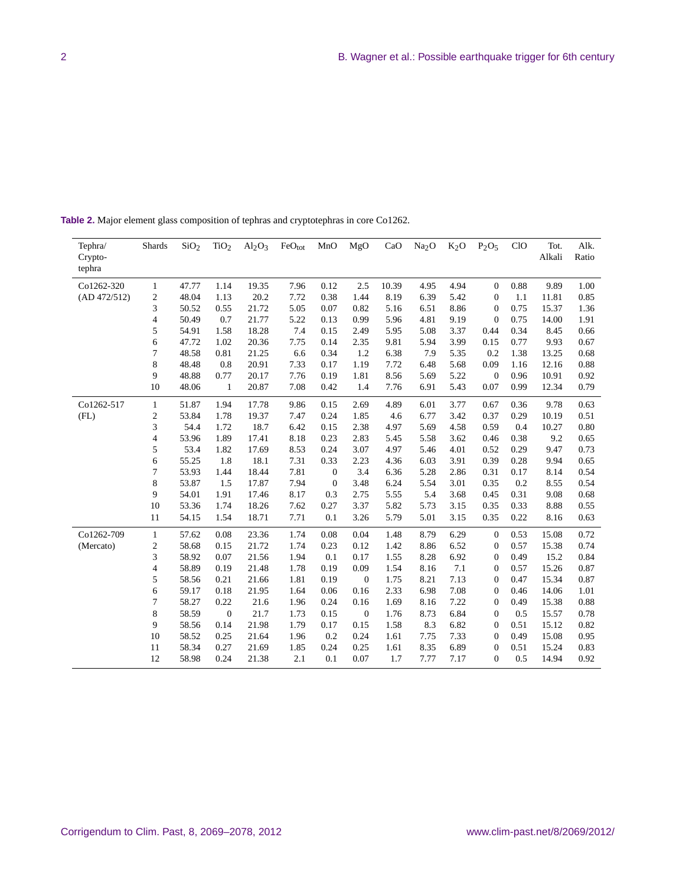**Table 2.** Major element glass composition of tephras and cryptotephras in core Co1262.

| Tephra/ Crypto-tephra | Shards | $SiO_2$ | $TiO_2$ | $Al_2O_3$ | $FeO_{tot}$ | MnO | MgO | CaO | $Na_2O$ | $K_2O$ | $P_2O_5$ | ClO | Tot. Alkali | Alk. Ratio |
|---|---|---|---|---|---|---|---|---|---|---|---|---|---|---|
| Co1262-320 | 1 | 47.77 | 1.14 | 19.35 | 7.96 | 0.12 | 2.5 | 10.39 | 4.95 | 4.94 | 0 | 0.88 | 9.89 | 1.00 |
| (AD 472/512) | 2 | 48.04 | 1.13 | 20.2 | 7.72 | 0.38 | 1.44 | 8.19 | 6.39 | 5.42 | 0 | 1.1 | 11.81 | 0.85 |
| | 3 | 50.52 | 0.55 | 21.72 | 5.05 | 0.07 | 0.82 | 5.16 | 6.51 | 8.86 | 0 | 0.75 | 15.37 | 1.36 |
| | 4 | 50.49 | 0.7 | 21.77 | 5.22 | 0.13 | 0.99 | 5.96 | 4.81 | 9.19 | 0 | 0.75 | 14.00 | 1.91 |
| | 5 | 54.91 | 1.58 | 18.28 | 7.4 | 0.15 | 2.49 | 5.95 | 5.08 | 3.37 | 0.44 | 0.34 | 8.45 | 0.66 |
| | 6 | 47.72 | 1.02 | 20.36 | 7.75 | 0.14 | 2.35 | 9.81 | 5.94 | 3.99 | 0.15 | 0.77 | 9.93 | 0.67 |
| | 7 | 48.58 | 0.81 | 21.25 | 6.6 | 0.34 | 1.2 | 6.38 | 7.9 | 5.35 | 0.2 | 1.38 | 13.25 | 0.68 |
| | 8 | 48.48 | 0.8 | 20.91 | 7.33 | 0.17 | 1.19 | 7.72 | 6.48 | 5.68 | 0.09 | 1.16 | 12.16 | 0.88 |
| | 9 | 48.88 | 0.77 | 20.17 | 7.76 | 0.19 | 1.81 | 8.56 | 5.69 | 5.22 | 0 | 0.96 | 10.91 | 0.92 |
| | 10 | 48.06 | 1 | 20.87 | 7.08 | 0.42 | 1.4 | 7.76 | 6.91 | 5.43 | 0.07 | 0.99 | 12.34 | 0.79 |
| Co1262-517 | 1 | 51.87 | 1.94 | 17.78 | 9.86 | 0.15 | 2.69 | 4.89 | 6.01 | 3.77 | 0.67 | 0.36 | 9.78 | 0.63 |
| (FL) | 2 | 53.84 | 1.78 | 19.37 | 7.47 | 0.24 | 1.85 | 4.6 | 6.77 | 3.42 | 0.37 | 0.29 | 10.19 | 0.51 |
| | 3 | 54.4 | 1.72 | 18.7 | 6.42 | 0.15 | 2.38 | 4.97 | 5.69 | 4.58 | 0.59 | 0.4 | 10.27 | 0.80 |
| | 4 | 53.96 | 1.89 | 17.41 | 8.18 | 0.23 | 2.83 | 5.45 | 5.58 | 3.62 | 0.46 | 0.38 | 9.2 | 0.65 |
| | 5 | 53.4 | 1.82 | 17.69 | 8.53 | 0.24 | 3.07 | 4.97 | 5.46 | 4.01 | 0.52 | 0.29 | 9.47 | 0.73 |
| | 6 | 55.25 | 1.8 | 18.1 | 7.31 | 0.33 | 2.23 | 4.36 | 6.03 | 3.91 | 0.39 | 0.28 | 9.94 | 0.65 |
| | 7 | 53.93 | 1.44 | 18.44 | 7.81 | 0 | 3.4 | 6.36 | 5.28 | 2.86 | 0.31 | 0.17 | 8.14 | 0.54 |
| | 8 | 53.87 | 1.5 | 17.87 | 7.94 | 0 | 3.48 | 6.24 | 5.54 | 3.01 | 0.35 | 0.2 | 8.55 | 0.54 |
| | 9 | 54.01 | 1.91 | 17.46 | 8.17 | 0.3 | 2.75 | 5.55 | 5.4 | 3.68 | 0.45 | 0.31 | 9.08 | 0.68 |
| | 10 | 53.36 | 1.74 | 18.26 | 7.62 | 0.27 | 3.37 | 5.82 | 5.73 | 3.15 | 0.35 | 0.33 | 8.88 | 0.55 |
| | 11 | 54.15 | 1.54 | 18.71 | 7.71 | 0.1 | 3.26 | 5.79 | 5.01 | 3.15 | 0.35 | 0.22 | 8.16 | 0.63 |
| Co1262-709 | 1 | 57.62 | 0.08 | 23.36 | 1.74 | 0.08 | 0.04 | 1.48 | 8.79 | 6.29 | 0 | 0.53 | 15.08 | 0.72 |
| (Mercato) | 2 | 58.68 | 0.15 | 21.72 | 1.74 | 0.23 | 0.12 | 1.42 | 8.86 | 6.52 | 0 | 0.57 | 15.38 | 0.74 |
| | 3 | 58.92 | 0.07 | 21.56 | 1.94 | 0.1 | 0.17 | 1.55 | 8.28 | 6.92 | 0 | 0.49 | 15.2 | 0.84 |
| | 4 | 58.89 | 0.19 | 21.48 | 1.78 | 0.19 | 0.09 | 1.54 | 8.16 | 7.1 | 0 | 0.57 | 15.26 | 0.87 |
| | 5 | 58.56 | 0.21 | 21.66 | 1.81 | 0.19 | 0 | 1.75 | 8.21 | 7.13 | 0 | 0.47 | 15.34 | 0.87 |
| | 6 | 59.17 | 0.18 | 21.95 | 1.64 | 0.06 | 0.16 | 2.33 | 6.98 | 7.08 | 0 | 0.46 | 14.06 | 1.01 |
| | 7 | 58.27 | 0.22 | 21.6 | 1.96 | 0.24 | 0.16 | 1.69 | 8.16 | 7.22 | 0 | 0.49 | 15.38 | 0.88 |
| | 8 | 58.59 | 0 | 21.7 | 1.73 | 0.15 | 0 | 1.76 | 8.73 | 6.84 | 0 | 0.5 | 15.57 | 0.78 |
| | 9 | 58.56 | 0.14 | 21.98 | 1.79 | 0.17 | 0.15 | 1.58 | 8.3 | 6.82 | 0 | 0.51 | 15.12 | 0.82 |
| | 10 | 58.52 | 0.25 | 21.64 | 1.96 | 0.2 | 0.24 | 1.61 | 7.75 | 7.33 | 0 | 0.49 | 15.08 | 0.95 |
| | 11 | 58.34 | 0.27 | 21.69 | 1.85 | 0.24 | 0.25 | 1.61 | 8.35 | 6.89 | 0 | 0.51 | 15.24 | 0.83 |
| | 12 | 58.98 | 0.24 | 21.38 | 2.1 | 0.1 | 0.07 | 1.7 | 7.77 | 7.17 | 0 | 0.5 | 14.94 | 0.92 |